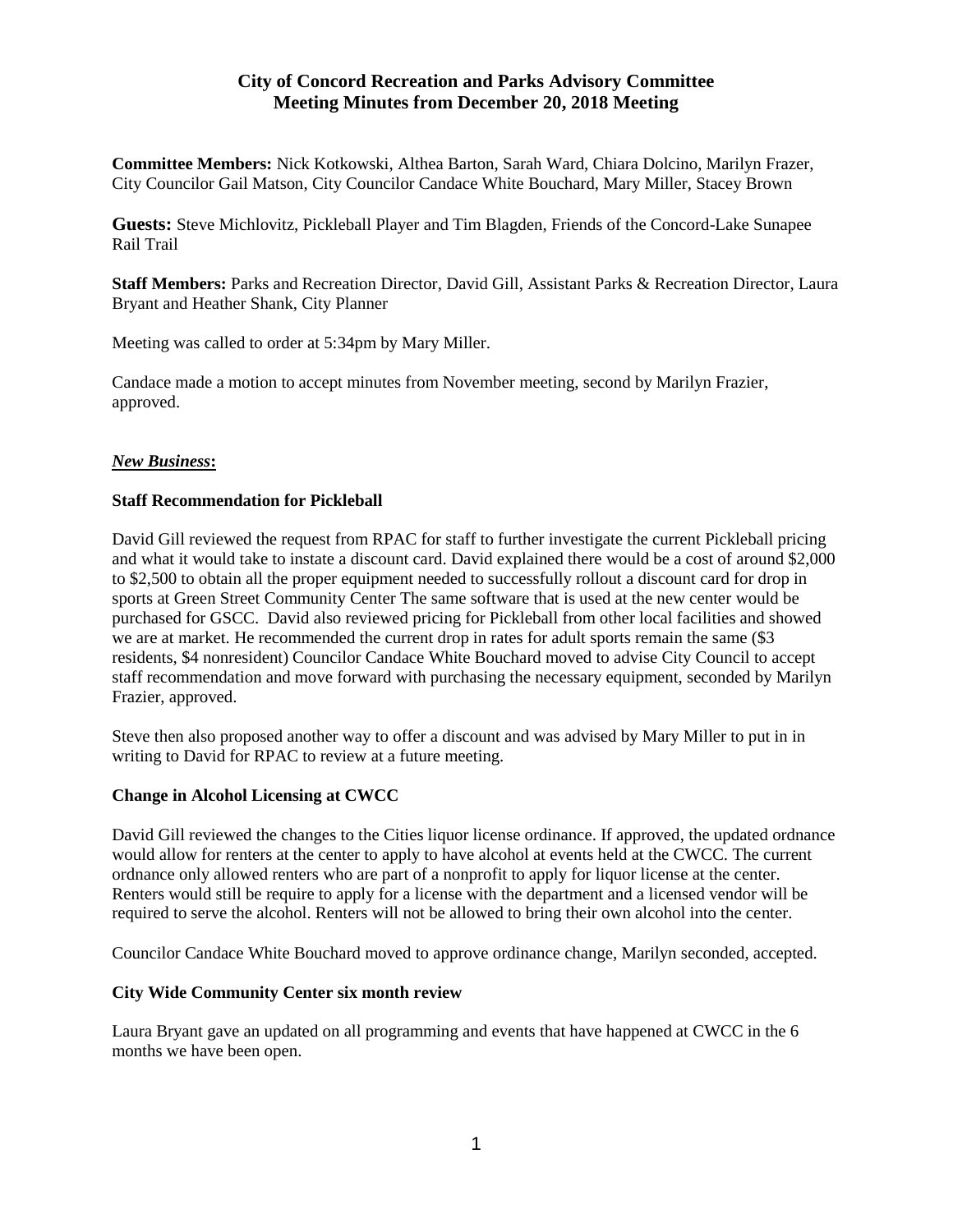# City of Concord Recreation and Parks Advisory Committee
# Meeting Minutes from December 20, 2018 Meeting

**Committee Members:** Nick Kotkowski, Althea Barton, Sarah Ward, Chiara Dolcino, Marilyn Frazer, City Councilor Gail Matson, City Councilor Candace White Bouchard, Mary Miller, Stacey Brown

**Guests:** Steve Michlovitz, Pickleball Player and Tim Blagden, Friends of the Concord-Lake Sunapee Rail Trail

**Staff Members:** Parks and Recreation Director, David Gill, Assistant Parks & Recreation Director, Laura Bryant and Heather Shank, City Planner

Meeting was called to order at 5:34pm by Mary Miller.

Candace made a motion to accept minutes from November meeting, second by Marilyn Frazier, approved.

***New Business*:**

**Staff Recommendation for Pickleball**

David Gill reviewed the request from RPAC for staff to further investigate the current Pickleball pricing and what it would take to instate a discount card. David explained there would be a cost of around $2,000 to $2,500 to obtain all the proper equipment needed to successfully rollout a discount card for drop in sports at Green Street Community Center The same software that is used at the new center would be purchased for GSCC. David also reviewed pricing for Pickleball from other local facilities and showed we are at market. He recommended the current drop in rates for adult sports remain the same ($3 residents, $4 nonresident) Councilor Candace White Bouchard moved to advise City Council to accept staff recommendation and move forward with purchasing the necessary equipment, seconded by Marilyn Frazier, approved.

Steve then also proposed another way to offer a discount and was advised by Mary Miller to put in in writing to David for RPAC to review at a future meeting.

**Change in Alcohol Licensing at CWCC**

David Gill reviewed the changes to the Cities liquor license ordinance. If approved, the updated ordnance would allow for renters at the center to apply to have alcohol at events held at the CWCC. The current ordnance only allowed renters who are part of a nonprofit to apply for liquor license at the center. Renters would still be require to apply for a license with the department and a licensed vendor will be required to serve the alcohol. Renters will not be allowed to bring their own alcohol into the center.

Councilor Candace White Bouchard moved to approve ordinance change, Marilyn seconded, accepted.

**City Wide Community Center six month review**

Laura Bryant gave an updated on all programming and events that have happened at CWCC in the 6 months we have been open.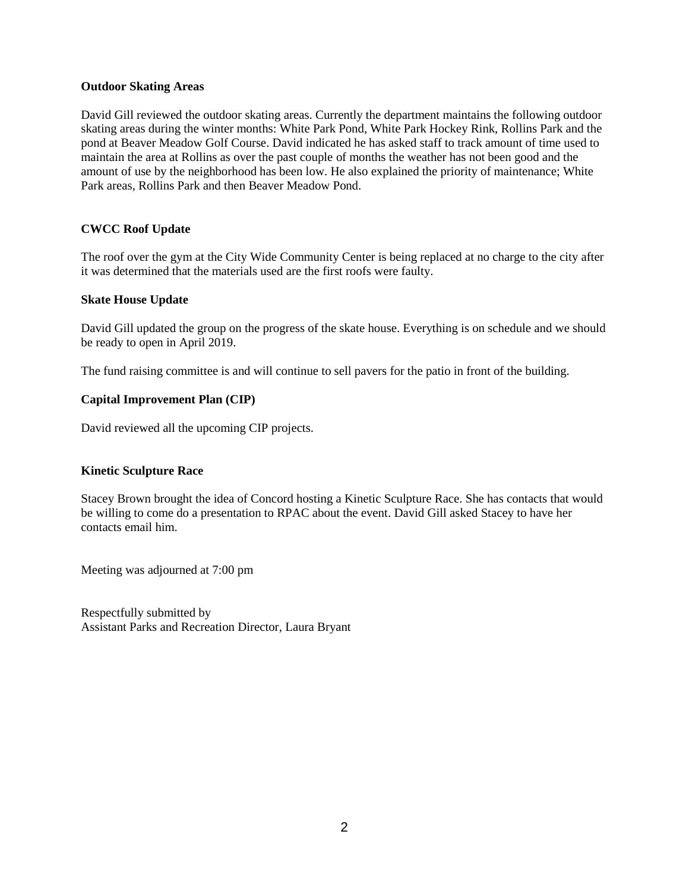**Outdoor Skating Areas**

David Gill reviewed the outdoor skating areas. Currently the department maintains the following outdoor skating areas during the winter months: White Park Pond, White Park Hockey Rink, Rollins Park and the pond at Beaver Meadow Golf Course. David indicated he has asked staff to track amount of time used to maintain the area at Rollins as over the past couple of months the weather has not been good and the amount of use by the neighborhood has been low. He also explained the priority of maintenance; White Park areas, Rollins Park and then Beaver Meadow Pond.

**CWCC Roof Update**

The roof over the gym at the City Wide Community Center is being replaced at no charge to the city after it was determined that the materials used are the first roofs were faulty.

**Skate House Update**

David Gill updated the group on the progress of the skate house. Everything is on schedule and we should be ready to open in April 2019.

The fund raising committee is and will continue to sell pavers for the patio in front of the building.

**Capital Improvement Plan (CIP)**

David reviewed all the upcoming CIP projects.

**Kinetic Sculpture Race**

Stacey Brown brought the idea of Concord hosting a Kinetic Sculpture Race. She has contacts that would be willing to come do a presentation to RPAC about the event. David Gill asked Stacey to have her contacts email him.

Meeting was adjourned at 7:00 pm

Respectfully submitted by
Assistant Parks and Recreation Director, Laura Bryant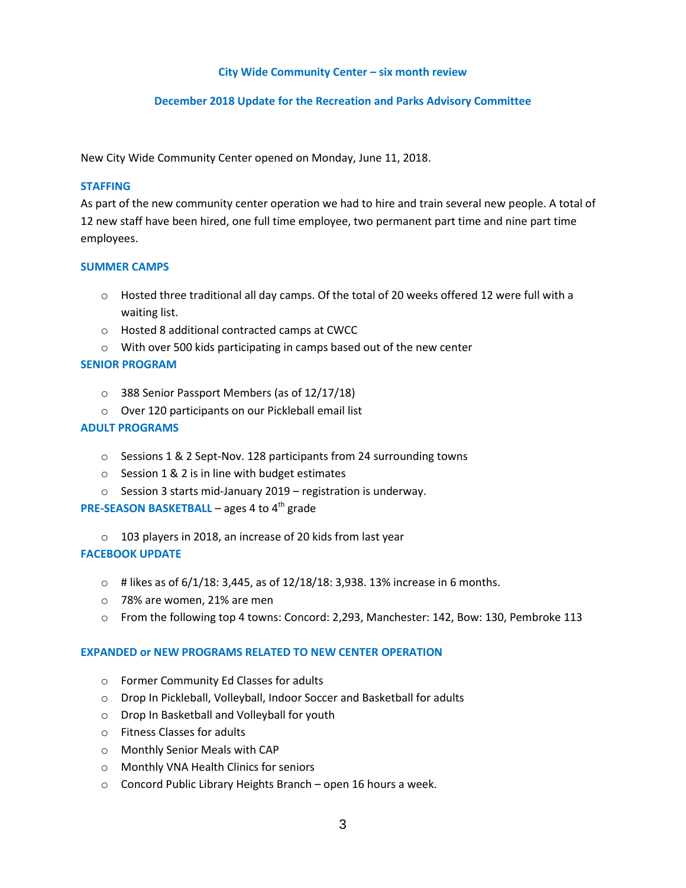## City Wide Community Center – six month review

## December 2018 Update for the Recreation and Parks Advisory Committee

New City Wide Community Center opened on Monday, June 11, 2018.

### STAFFING

As part of the new community center operation we had to hire and train several new people. A total of 12 new staff have been hired, one full time employee, two permanent part time and nine part time employees.

### SUMMER CAMPS

- Hosted three traditional all day camps. Of the total of 20 weeks offered 12 were full with a waiting list.
- Hosted 8 additional contracted camps at CWCC
- With over 500 kids participating in camps based out of the new center

### SENIOR PROGRAM

- 388 Senior Passport Members (as of 12/17/18)
- Over 120 participants on our Pickleball email list

### ADULT PROGRAMS

- Sessions 1 & 2 Sept-Nov. 128 participants from 24 surrounding towns
- Session 1 & 2 is in line with budget estimates
- Session 3 starts mid-January 2019 – registration is underway.

### PRE-SEASON BASKETBALL – ages 4 to 4th grade

- 103 players in 2018, an increase of 20 kids from last year

### FACEBOOK UPDATE

- # likes as of 6/1/18: 3,445, as of 12/18/18: 3,938. 13% increase in 6 months.
- 78% are women, 21% are men
- From the following top 4 towns: Concord: 2,293, Manchester: 142, Bow: 130, Pembroke 113

### EXPANDED or NEW PROGRAMS RELATED TO NEW CENTER OPERATION

- Former Community Ed Classes for adults
- Drop In Pickleball, Volleyball, Indoor Soccer and Basketball for adults
- Drop In Basketball and Volleyball for youth
- Fitness Classes for adults
- Monthly Senior Meals with CAP
- Monthly VNA Health Clinics for seniors
- Concord Public Library Heights Branch – open 16 hours a week.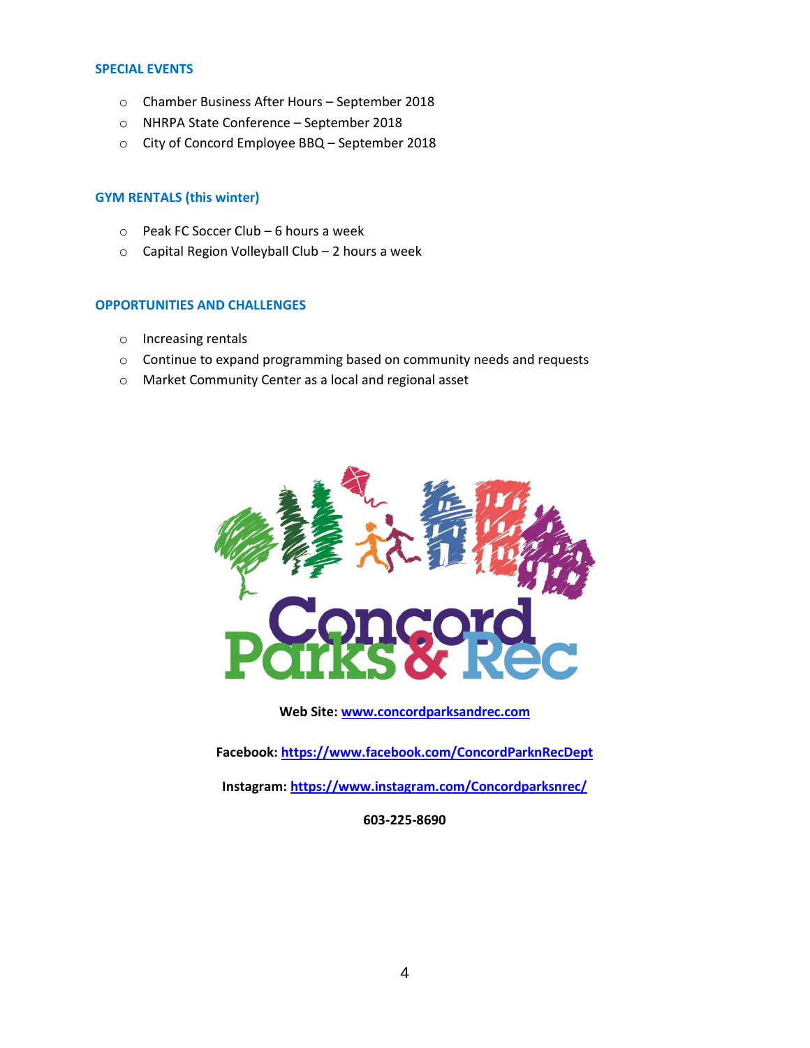### SPECIAL EVENTS

- Chamber Business After Hours – September 2018
- NHRPA State Conference – September 2018
- City of Concord Employee BBQ – September 2018

### GYM RENTALS (this winter)

- Peak FC Soccer Club – 6 hours a week
- Capital Region Volleyball Club – 2 hours a week

### OPPORTUNITIES AND CHALLENGES

- Increasing rentals
- Continue to expand programming based on community needs and requests
- Market Community Center as a local and regional asset

Concord Parks & Rec

**Web Site:** www.concordparksandrec.com

**Facebook:** https://www.facebook.com/ConcordParknRecDept

**Instagram:** https://www.instagram.com/Concordparksnrec/

**603-225-8690**